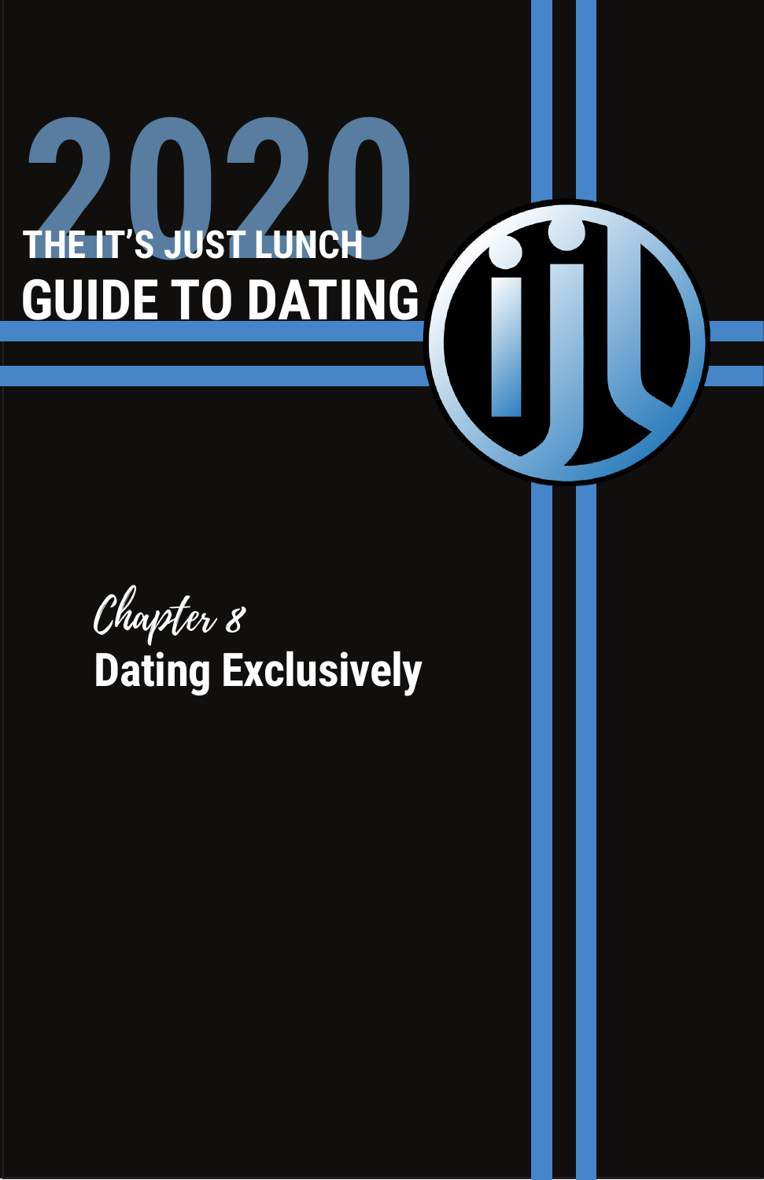# 2020

# THE IT'S JUST LUNCH GUIDE TO DATING

*Chapter 8*

## Dating Exclusively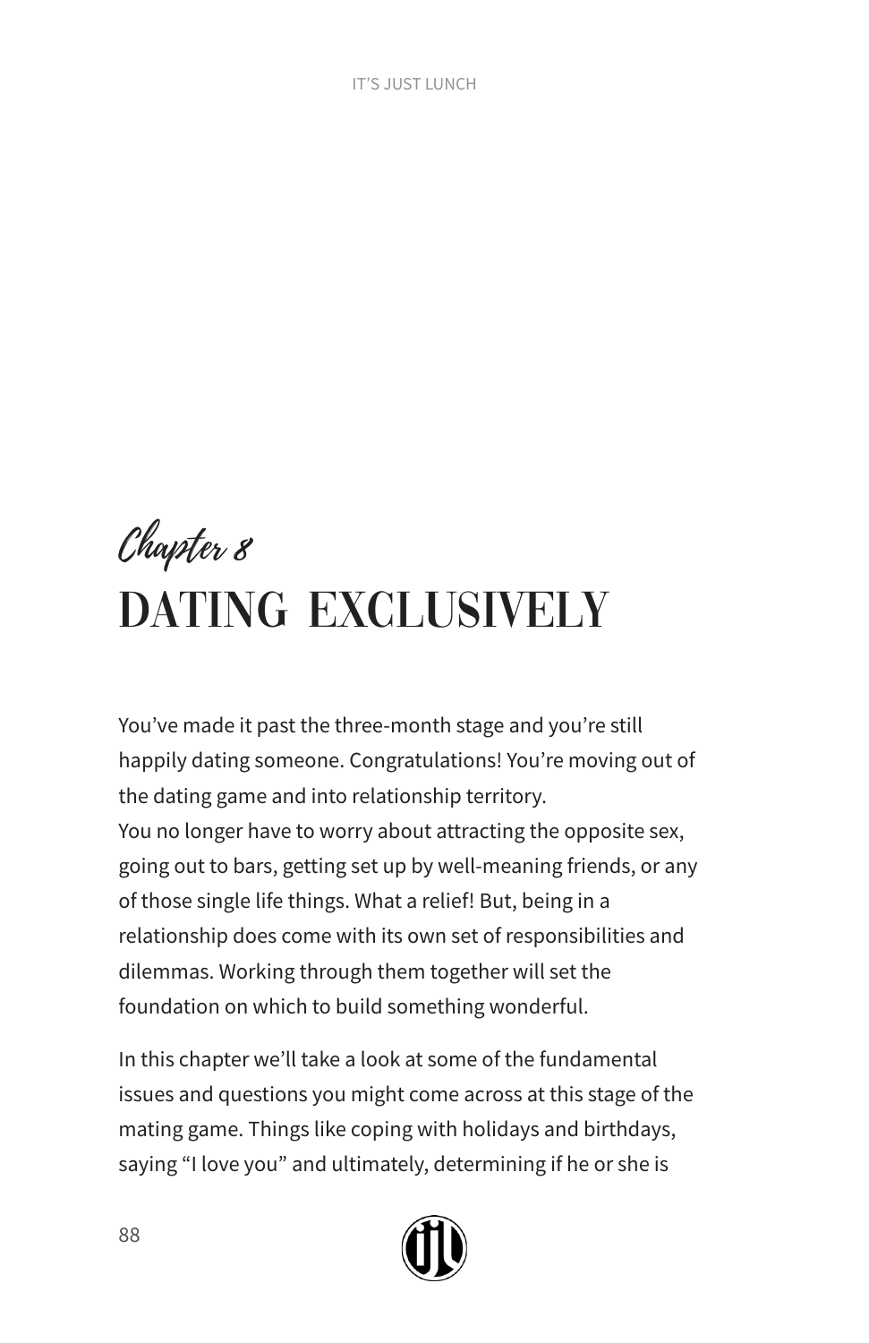*Chapter 8*

# DATING EXCLUSIVELY

You've made it past the three-month stage and you're still happily dating someone. Congratulations! You're moving out of the dating game and into relationship territory.
You no longer have to worry about attracting the opposite sex, going out to bars, getting set up by well-meaning friends, or any of those single life things. What a relief! But, being in a relationship does come with its own set of responsibilities and dilemmas. Working through them together will set the foundation on which to build something wonderful.

In this chapter we'll take a look at some of the fundamental issues and questions you might come across at this stage of the mating game. Things like coping with holidays and birthdays, saying "I love you" and ultimately, determining if he or she is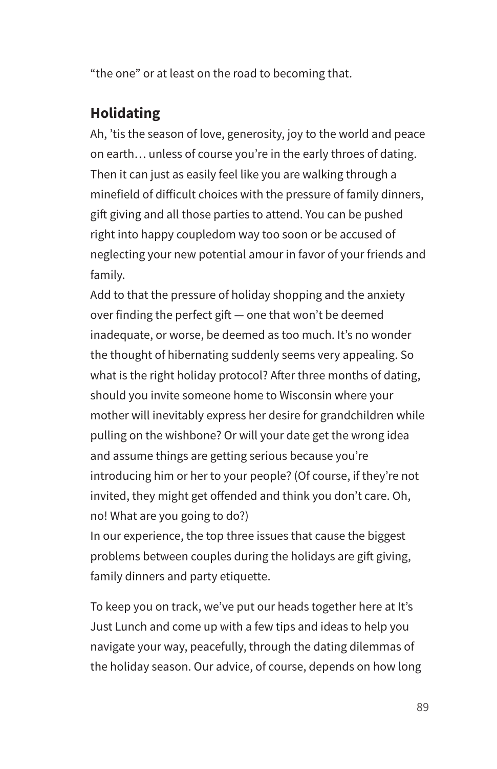"the one" or at least on the road to becoming that.

## Holidating

Ah, 'tis the season of love, generosity, joy to the world and peace on earth… unless of course you're in the early throes of dating. Then it can just as easily feel like you are walking through a minefield of difficult choices with the pressure of family dinners, gift giving and all those parties to attend. You can be pushed right into happy coupledom way too soon or be accused of neglecting your new potential amour in favor of your friends and family.

Add to that the pressure of holiday shopping and the anxiety over finding the perfect gift — one that won't be deemed inadequate, or worse, be deemed as too much. It's no wonder the thought of hibernating suddenly seems very appealing. So what is the right holiday protocol? After three months of dating, should you invite someone home to Wisconsin where your mother will inevitably express her desire for grandchildren while pulling on the wishbone? Or will your date get the wrong idea and assume things are getting serious because you're introducing him or her to your people? (Of course, if they're not invited, they might get offended and think you don't care. Oh, no! What are you going to do?)

In our experience, the top three issues that cause the biggest problems between couples during the holidays are gift giving, family dinners and party etiquette.

To keep you on track, we've put our heads together here at It's Just Lunch and come up with a few tips and ideas to help you navigate your way, peacefully, through the dating dilemmas of the holiday season. Our advice, of course, depends on how long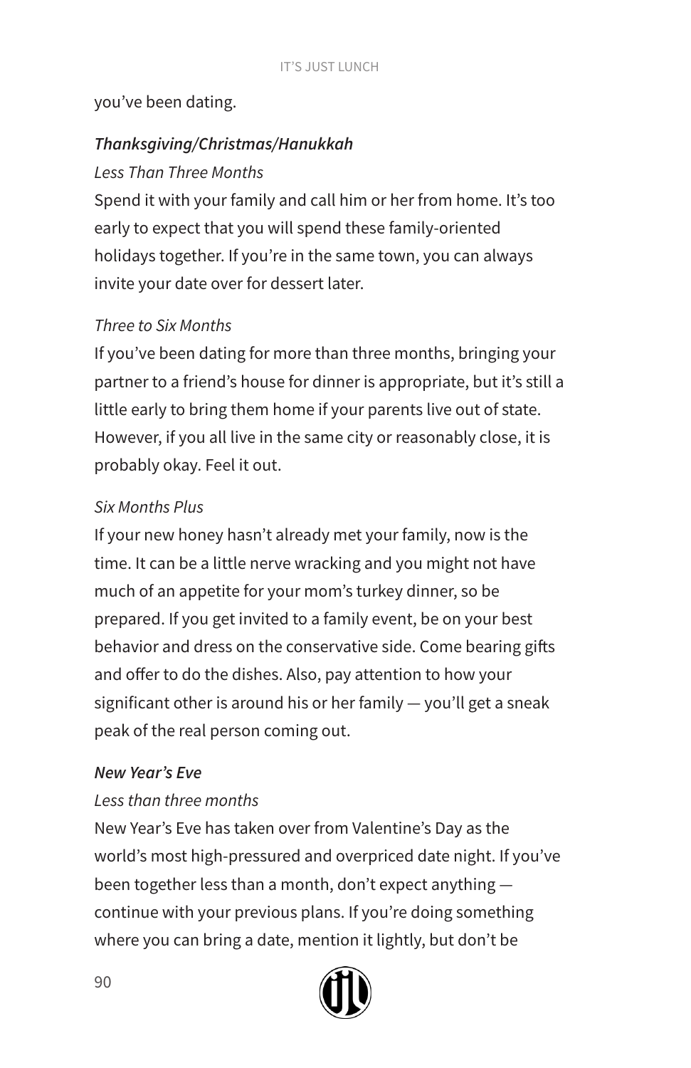you've been dating.

***Thanksgiving/Christmas/Hanukkah***

*Less Than Three Months*

Spend it with your family and call him or her from home. It's too early to expect that you will spend these family-oriented holidays together. If you're in the same town, you can always invite your date over for dessert later.

*Three to Six Months*

If you've been dating for more than three months, bringing your partner to a friend's house for dinner is appropriate, but it's still a little early to bring them home if your parents live out of state. However, if you all live in the same city or reasonably close, it is probably okay. Feel it out.

*Six Months Plus*

If your new honey hasn't already met your family, now is the time. It can be a little nerve wracking and you might not have much of an appetite for your mom's turkey dinner, so be prepared. If you get invited to a family event, be on your best behavior and dress on the conservative side. Come bearing gifts and offer to do the dishes. Also, pay attention to how your significant other is around his or her family — you'll get a sneak peak of the real person coming out.

***New Year's Eve***

*Less than three months*

New Year's Eve has taken over from Valentine's Day as the world's most high-pressured and overpriced date night. If you've been together less than a month, don't expect anything — continue with your previous plans. If you're doing something where you can bring a date, mention it lightly, but don't be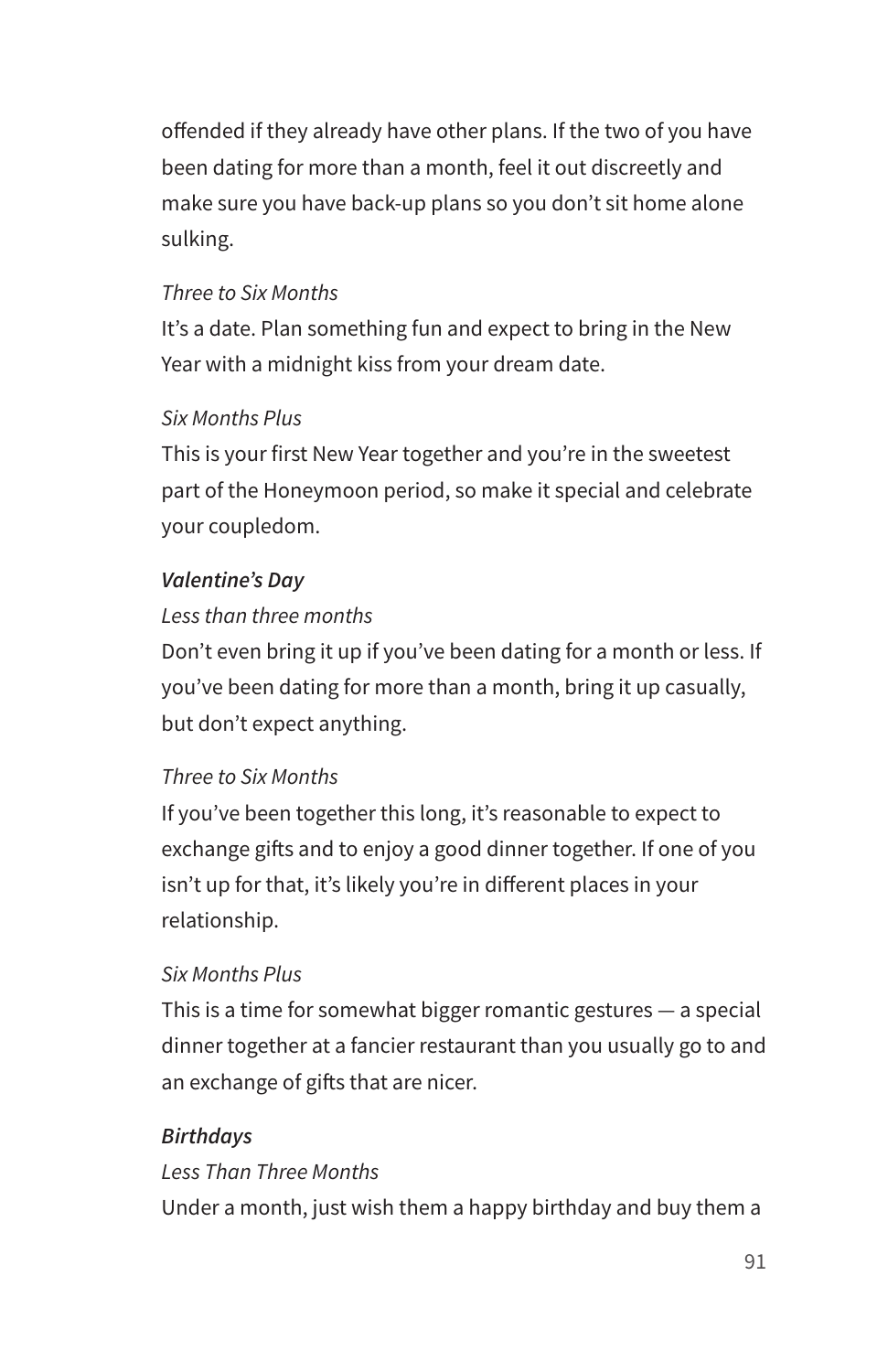offended if they already have other plans. If the two of you have been dating for more than a month, feel it out discreetly and make sure you have back-up plans so you don't sit home alone sulking.

*Three to Six Months*

It's a date. Plan something fun and expect to bring in the New Year with a midnight kiss from your dream date.

*Six Months Plus*

This is your first New Year together and you're in the sweetest part of the Honeymoon period, so make it special and celebrate your coupledom.

***Valentine's Day***

*Less than three months*

Don't even bring it up if you've been dating for a month or less. If you've been dating for more than a month, bring it up casually, but don't expect anything.

*Three to Six Months*

If you've been together this long, it's reasonable to expect to exchange gifts and to enjoy a good dinner together. If one of you isn't up for that, it's likely you're in different places in your relationship.

*Six Months Plus*

This is a time for somewhat bigger romantic gestures — a special dinner together at a fancier restaurant than you usually go to and an exchange of gifts that are nicer.

***Birthdays***

*Less Than Three Months*

Under a month, just wish them a happy birthday and buy them a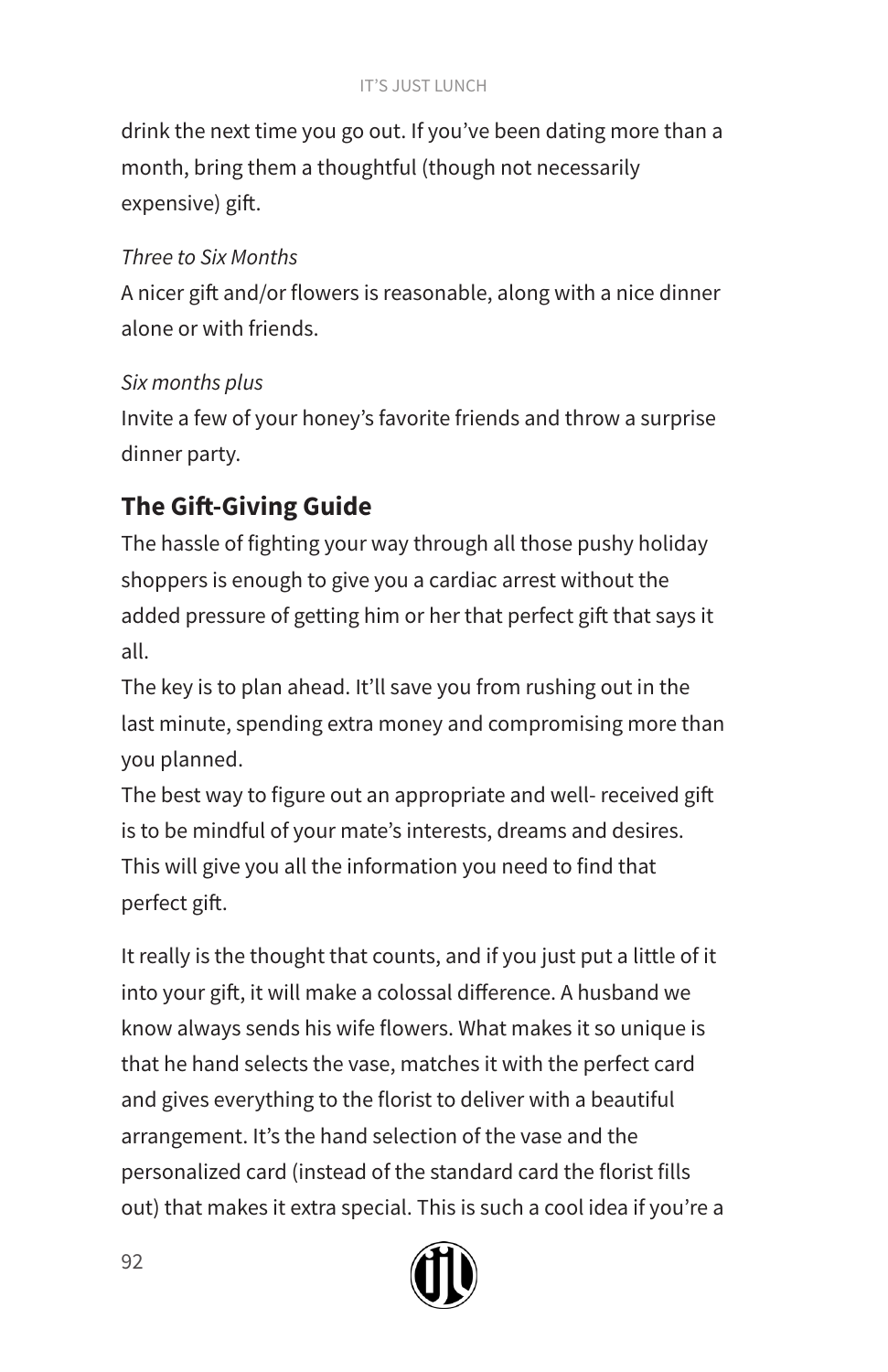drink the next time you go out. If you've been dating more than a month, bring them a thoughtful (though not necessarily expensive) gift.

*Three to Six Months*

A nicer gift and/or flowers is reasonable, along with a nice dinner alone or with friends.

*Six months plus*

Invite a few of your honey's favorite friends and throw a surprise dinner party.

## The Gift-Giving Guide

The hassle of fighting your way through all those pushy holiday shoppers is enough to give you a cardiac arrest without the added pressure of getting him or her that perfect gift that says it all.

The key is to plan ahead. It'll save you from rushing out in the last minute, spending extra money and compromising more than you planned.

The best way to figure out an appropriate and well- received gift is to be mindful of your mate's interests, dreams and desires. This will give you all the information you need to find that perfect gift.

It really is the thought that counts, and if you just put a little of it into your gift, it will make a colossal difference. A husband we know always sends his wife flowers. What makes it so unique is that he hand selects the vase, matches it with the perfect card and gives everything to the florist to deliver with a beautiful arrangement. It's the hand selection of the vase and the personalized card (instead of the standard card the florist fills out) that makes it extra special. This is such a cool idea if you're a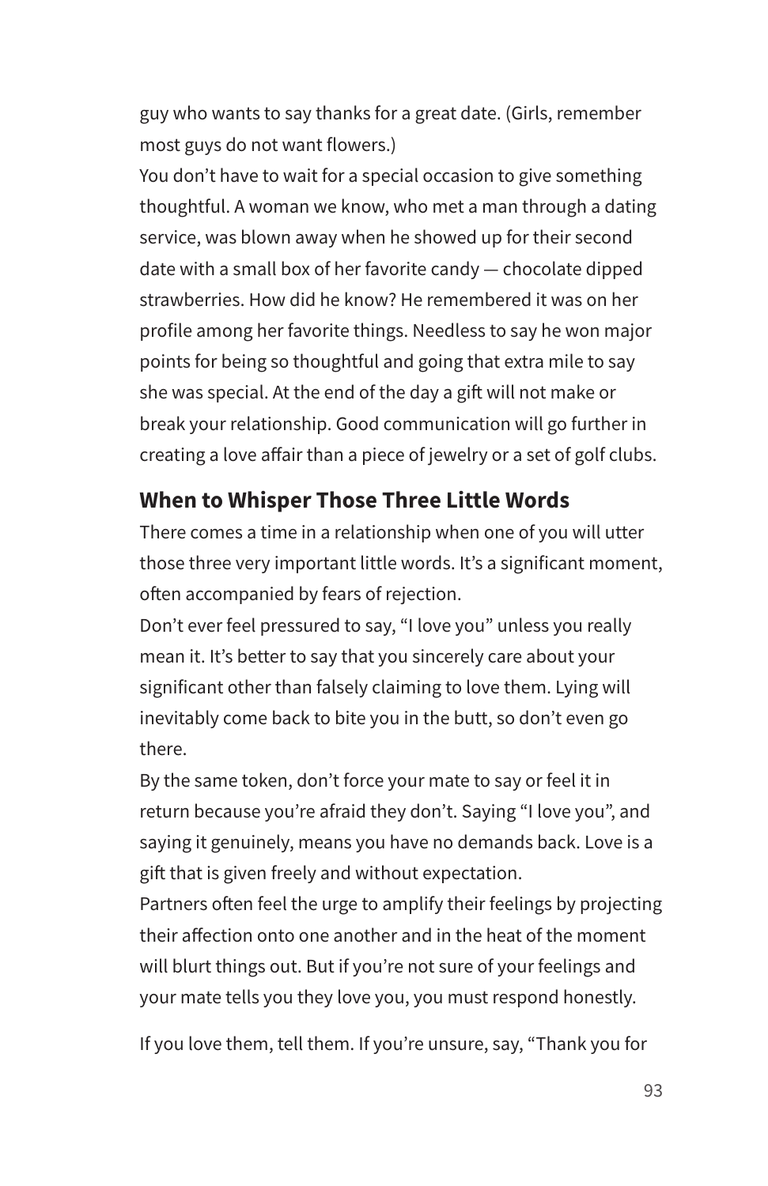guy who wants to say thanks for a great date. (Girls, remember most guys do not want flowers.)

You don't have to wait for a special occasion to give something thoughtful. A woman we know, who met a man through a dating service, was blown away when he showed up for their second date with a small box of her favorite candy — chocolate dipped strawberries. How did he know? He remembered it was on her profile among her favorite things. Needless to say he won major points for being so thoughtful and going that extra mile to say she was special. At the end of the day a gift will not make or break your relationship. Good communication will go further in creating a love affair than a piece of jewelry or a set of golf clubs.

## When to Whisper Those Three Little Words

There comes a time in a relationship when one of you will utter those three very important little words. It's a significant moment, often accompanied by fears of rejection.

Don't ever feel pressured to say, "I love you" unless you really mean it. It's better to say that you sincerely care about your significant other than falsely claiming to love them. Lying will inevitably come back to bite you in the butt, so don't even go there.

By the same token, don't force your mate to say or feel it in return because you're afraid they don't. Saying "I love you", and saying it genuinely, means you have no demands back. Love is a gift that is given freely and without expectation.

Partners often feel the urge to amplify their feelings by projecting their affection onto one another and in the heat of the moment will blurt things out. But if you're not sure of your feelings and your mate tells you they love you, you must respond honestly.

If you love them, tell them. If you're unsure, say, "Thank you for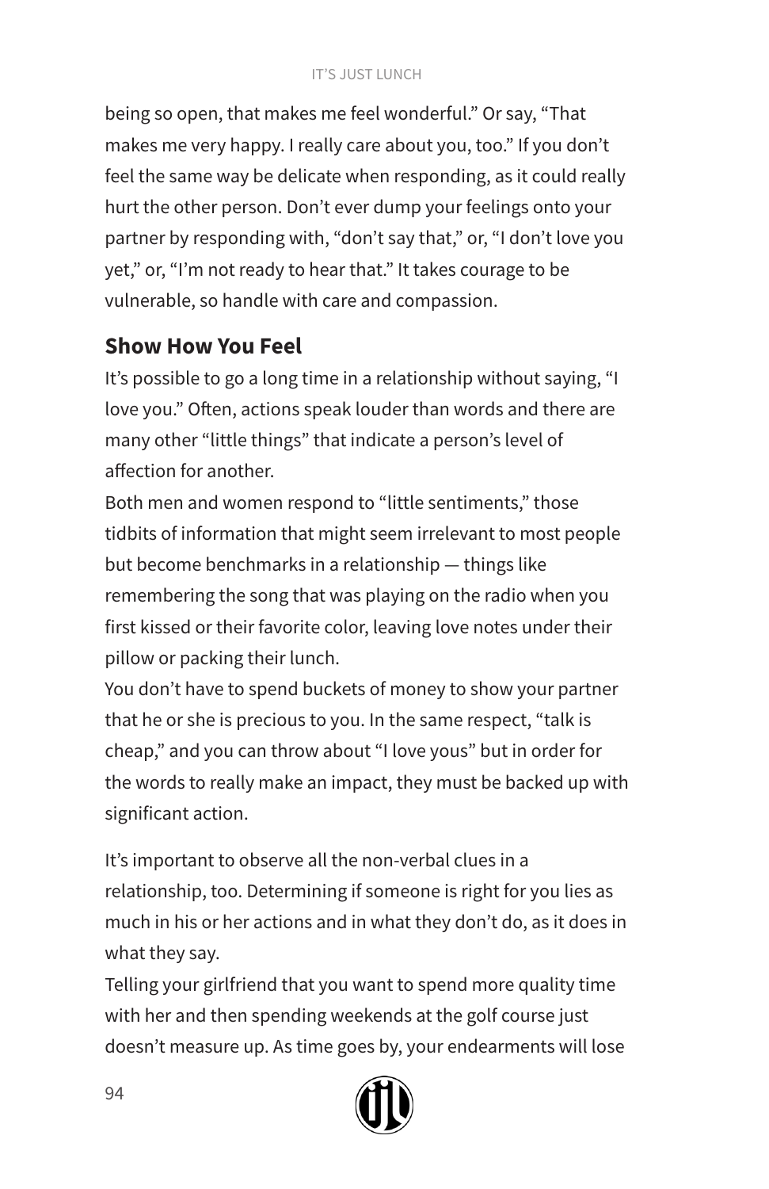being so open, that makes me feel wonderful." Or say, "That makes me very happy. I really care about you, too." If you don't feel the same way be delicate when responding, as it could really hurt the other person. Don't ever dump your feelings onto your partner by responding with, "don't say that," or, "I don't love you yet," or, "I'm not ready to hear that." It takes courage to be vulnerable, so handle with care and compassion.

## Show How You Feel

It's possible to go a long time in a relationship without saying, "I love you." Often, actions speak louder than words and there are many other "little things" that indicate a person's level of affection for another.

Both men and women respond to "little sentiments," those tidbits of information that might seem irrelevant to most people but become benchmarks in a relationship — things like remembering the song that was playing on the radio when you first kissed or their favorite color, leaving love notes under their pillow or packing their lunch.

You don't have to spend buckets of money to show your partner that he or she is precious to you. In the same respect, "talk is cheap," and you can throw about "I love yous" but in order for the words to really make an impact, they must be backed up with significant action.

It's important to observe all the non-verbal clues in a relationship, too. Determining if someone is right for you lies as much in his or her actions and in what they don't do, as it does in what they say.

Telling your girlfriend that you want to spend more quality time with her and then spending weekends at the golf course just doesn't measure up. As time goes by, your endearments will lose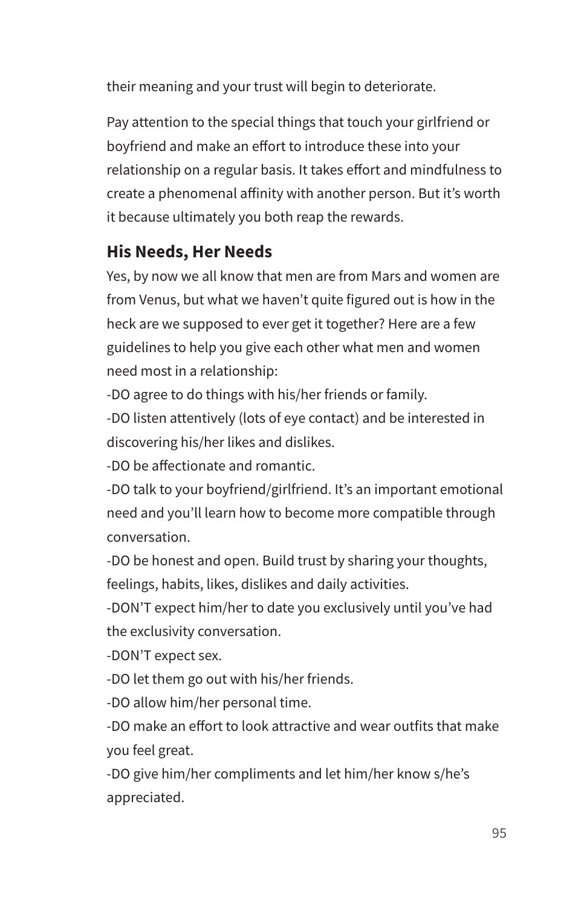their meaning and your trust will begin to deteriorate.

Pay attention to the special things that touch your girlfriend or boyfriend and make an effort to introduce these into your relationship on a regular basis. It takes effort and mindfulness to create a phenomenal affinity with another person. But it's worth it because ultimately you both reap the rewards.

### His Needs, Her Needs

Yes, by now we all know that men are from Mars and women are from Venus, but what we haven't quite figured out is how in the heck are we supposed to ever get it together? Here are a few guidelines to help you give each other what men and women need most in a relationship:

-DO agree to do things with his/her friends or family.

-DO listen attentively (lots of eye contact) and be interested in discovering his/her likes and dislikes.

-DO be affectionate and romantic.

-DO talk to your boyfriend/girlfriend. It's an important emotional need and you'll learn how to become more compatible through conversation.

-DO be honest and open. Build trust by sharing your thoughts, feelings, habits, likes, dislikes and daily activities.

-DON'T expect him/her to date you exclusively until you've had the exclusivity conversation.

-DON'T expect sex.

-DO let them go out with his/her friends.

-DO allow him/her personal time.

-DO make an effort to look attractive and wear outfits that make you feel great.

-DO give him/her compliments and let him/her know s/he's appreciated.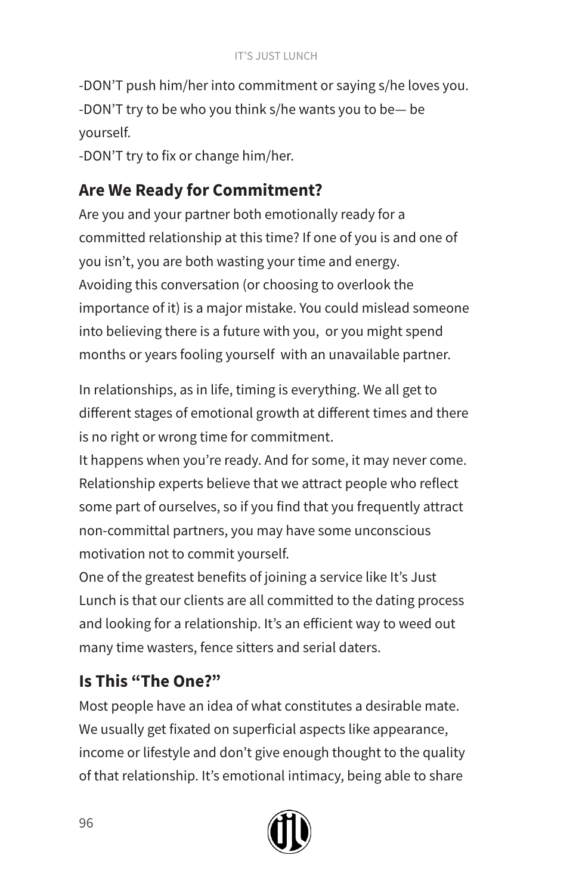-DON'T push him/her into commitment or saying s/he loves you.
-DON'T try to be who you think s/he wants you to be— be yourself.
-DON'T try to fix or change him/her.

## Are We Ready for Commitment?

Are you and your partner both emotionally ready for a committed relationship at this time? If one of you is and one of you isn't, you are both wasting your time and energy. Avoiding this conversation (or choosing to overlook the importance of it) is a major mistake. You could mislead someone into believing there is a future with you, or you might spend months or years fooling yourself with an unavailable partner.

In relationships, as in life, timing is everything. We all get to different stages of emotional growth at different times and there is no right or wrong time for commitment.
It happens when you're ready. And for some, it may never come. Relationship experts believe that we attract people who reflect some part of ourselves, so if you find that you frequently attract non-committal partners, you may have some unconscious motivation not to commit yourself.
One of the greatest benefits of joining a service like It's Just Lunch is that our clients are all committed to the dating process and looking for a relationship. It's an efficient way to weed out many time wasters, fence sitters and serial daters.

## Is This "The One?"

Most people have an idea of what constitutes a desirable mate. We usually get fixated on superficial aspects like appearance, income or lifestyle and don't give enough thought to the quality of that relationship. It's emotional intimacy, being able to share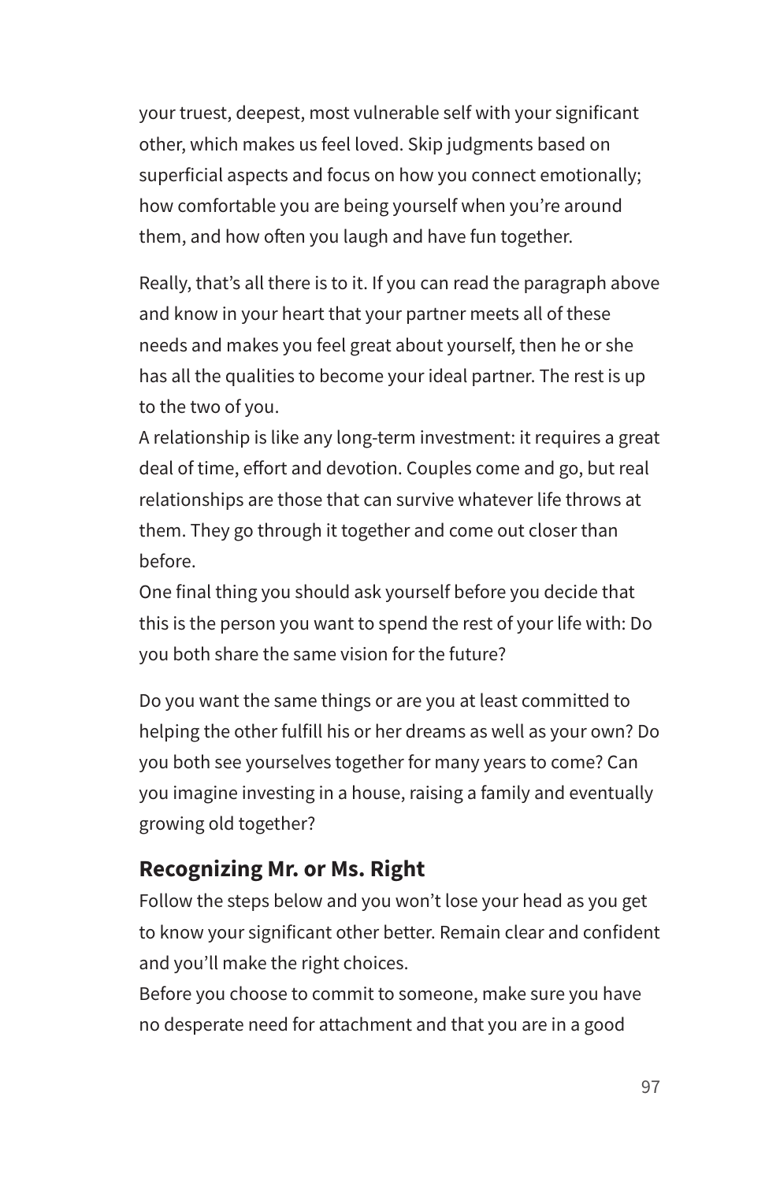your truest, deepest, most vulnerable self with your significant other, which makes us feel loved. Skip judgments based on superficial aspects and focus on how you connect emotionally; how comfortable you are being yourself when you're around them, and how often you laugh and have fun together.

Really, that's all there is to it. If you can read the paragraph above and know in your heart that your partner meets all of these needs and makes you feel great about yourself, then he or she has all the qualities to become your ideal partner. The rest is up to the two of you.

A relationship is like any long-term investment: it requires a great deal of time, effort and devotion. Couples come and go, but real relationships are those that can survive whatever life throws at them. They go through it together and come out closer than before.

One final thing you should ask yourself before you decide that this is the person you want to spend the rest of your life with: Do you both share the same vision for the future?

Do you want the same things or are you at least committed to helping the other fulfill his or her dreams as well as your own? Do you both see yourselves together for many years to come? Can you imagine investing in a house, raising a family and eventually growing old together?

### Recognizing Mr. or Ms. Right

Follow the steps below and you won't lose your head as you get to know your significant other better. Remain clear and confident and you'll make the right choices.

Before you choose to commit to someone, make sure you have no desperate need for attachment and that you are in a good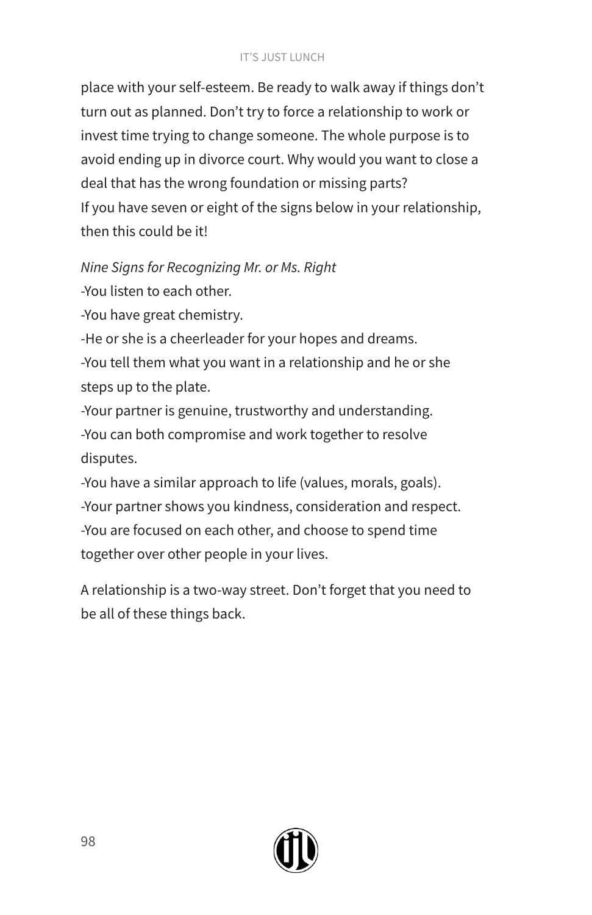place with your self-esteem. Be ready to walk away if things don't turn out as planned. Don't try to force a relationship to work or invest time trying to change someone. The whole purpose is to avoid ending up in divorce court. Why would you want to close a deal that has the wrong foundation or missing parts?
If you have seven or eight of the signs below in your relationship, then this could be it!

*Nine Signs for Recognizing Mr. or Ms. Right*

- You listen to each other.
- You have great chemistry.
- He or she is a cheerleader for your hopes and dreams.
- You tell them what you want in a relationship and he or she steps up to the plate.
- Your partner is genuine, trustworthy and understanding.
- You can both compromise and work together to resolve disputes.
- You have a similar approach to life (values, morals, goals).
- Your partner shows you kindness, consideration and respect.
- You are focused on each other, and choose to spend time together over other people in your lives.

A relationship is a two-way street. Don't forget that you need to be all of these things back.